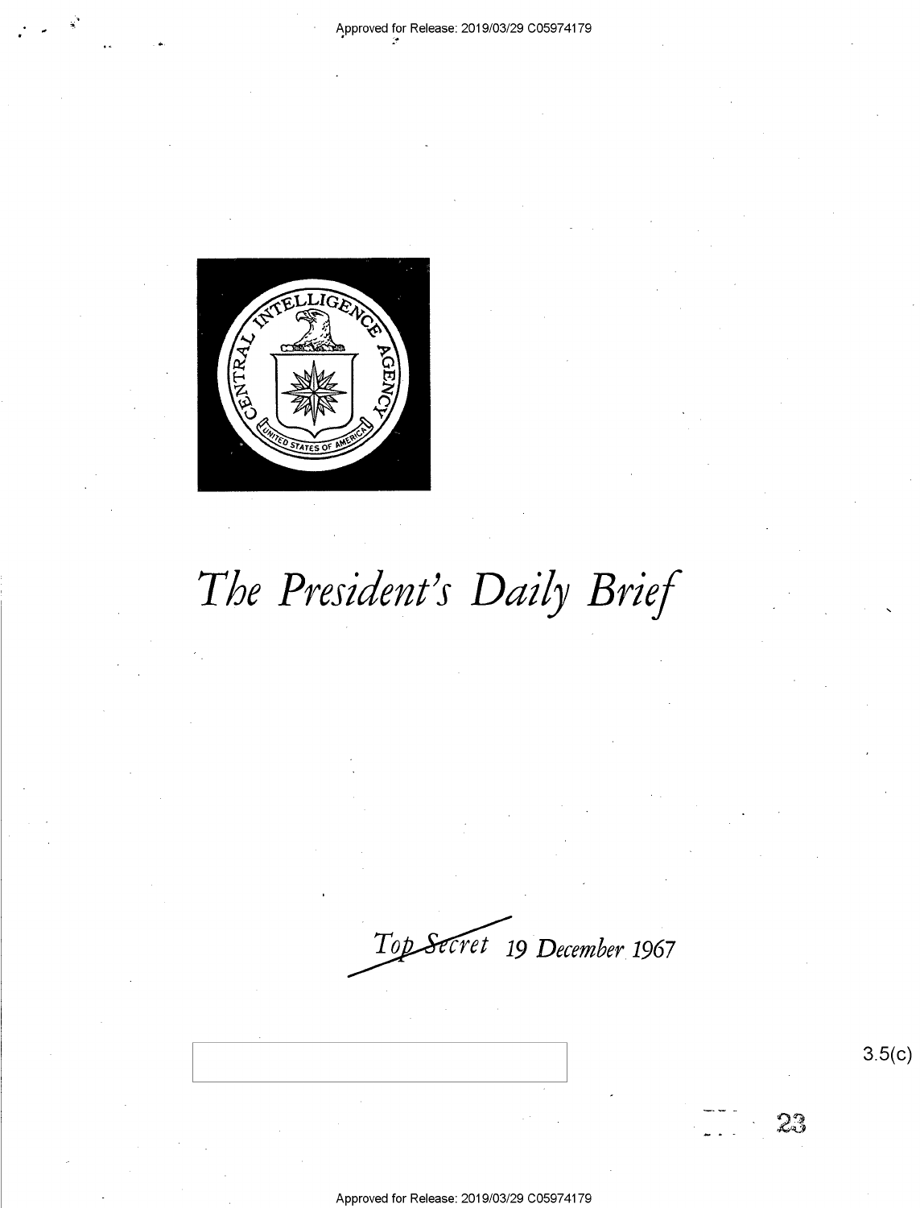# The President's Daily Brief

Top Secret 19 December 1967

3.5(c)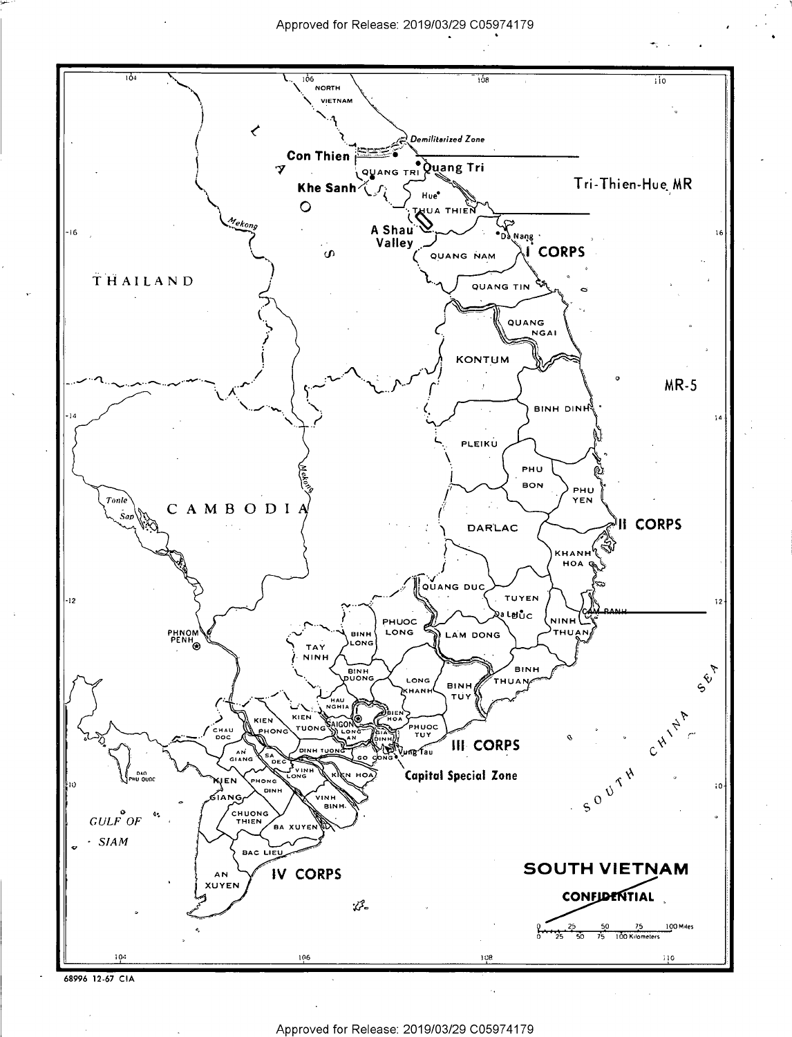# SOUTH VIETNAM

CONFIDENTIAL

68996 12-67 CIA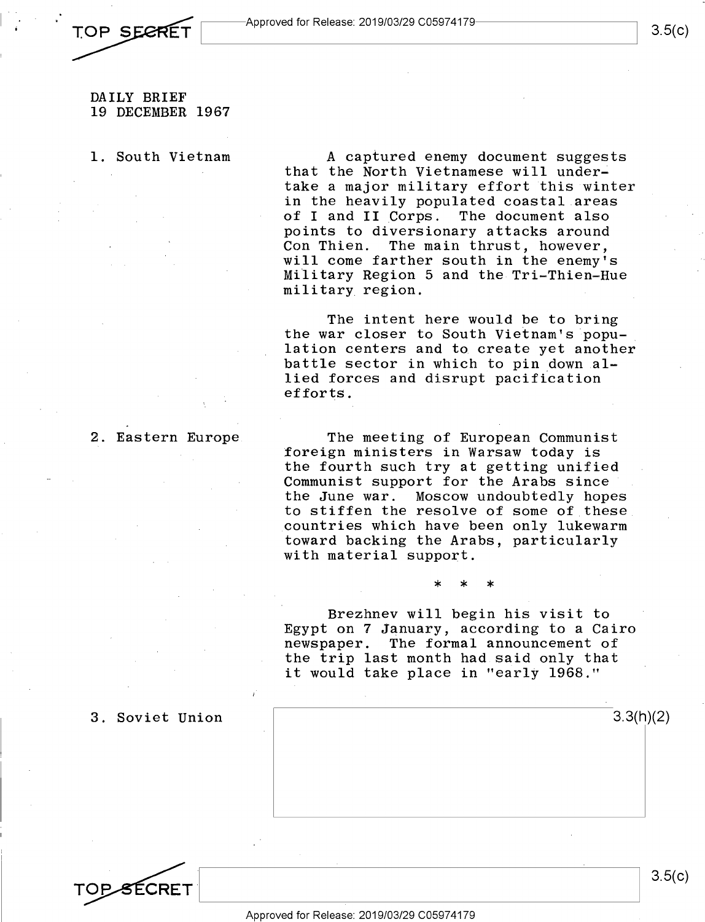TOP SECRET

DAILY BRIEF
19 DECEMBER 1967

1. South Vietnam

A captured enemy document suggests that the North Vietnamese will undertake a major military effort this winter in the heavily populated coastal areas of I and II Corps. The document also points to diversionary attacks around Con Thien. The main thrust, however, will come farther south in the enemy's Military Region 5 and the Tri-Thien-Hue military region.

The intent here would be to bring the war closer to South Vietnam's population centers and to create yet another battle sector in which to pin down allied forces and disrupt pacification efforts.

2. Eastern Europe

The meeting of European Communist foreign ministers in Warsaw today is the fourth such try at getting unified Communist support for the Arabs since the June war. Moscow undoubtedly hopes to stiffen the resolve of some of these countries which have been only lukewarm toward backing the Arabs, particularly with material support.

* * *

Brezhnev will begin his visit to Egypt on 7 January, according to a Cairo newspaper. The formal announcement of the trip last month had said only that it would take place in "early 1968."

3. Soviet Union

3.3(h)(2)

TOP SECRET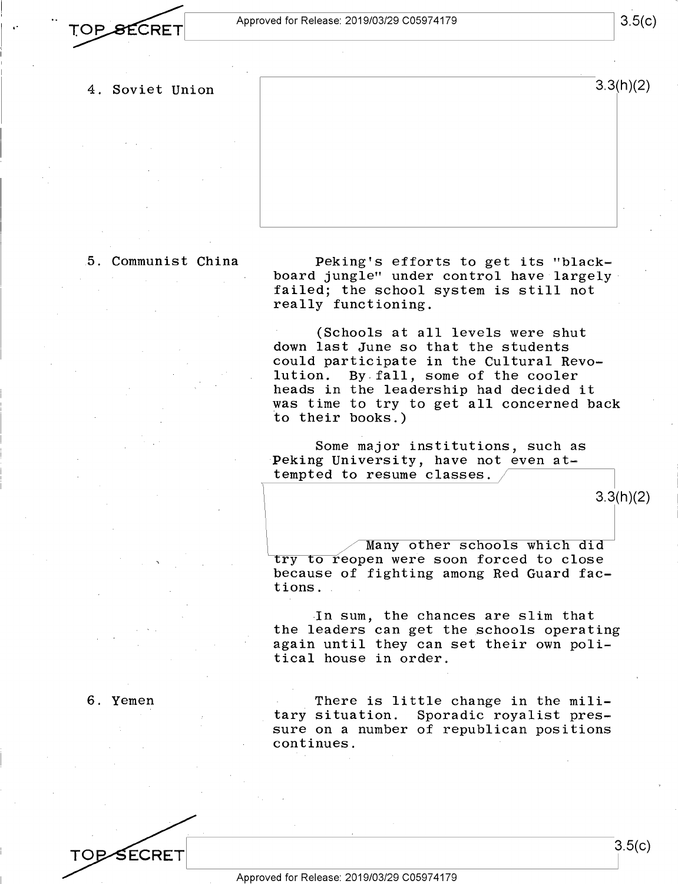4. Soviet Union

3.3(h)(2)

5. Communist China

Peking's efforts to get its "blackboard jungle" under control have largely failed; the school system is still not really functioning.

(Schools at all levels were shut down last June so that the students could participate in the Cultural Revolution. By fall, some of the cooler heads in the leadership had decided it was time to try to get all concerned back to their books.)

Some major institutions, such as Peking University, have not even attempted to resume classes.

3.3(h)(2)

Many other schools which did try to reopen were soon forced to close because of fighting among Red Guard factions.

In sum, the chances are slim that the leaders can get the schools operating again until they can set their own political house in order.

6. Yemen

There is little change in the military situation. Sporadic royalist pressure on a number of republican positions continues.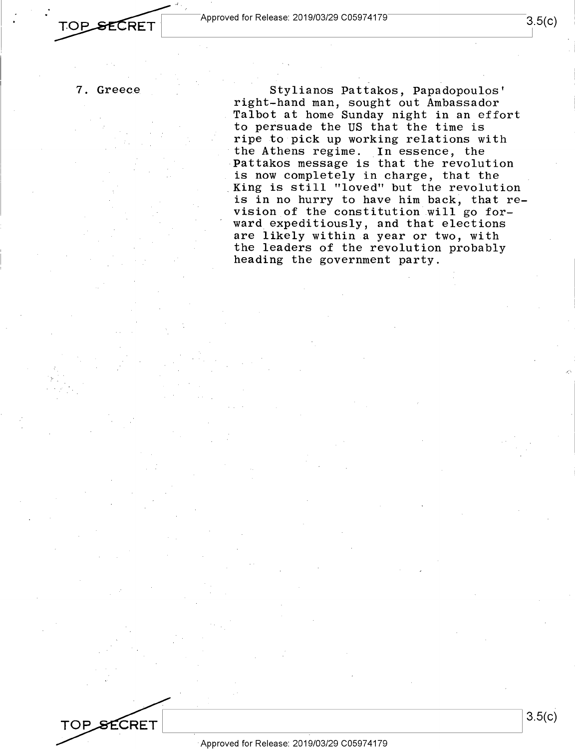7. Greece

Stylianos Pattakos, Papadopoulos' right-hand man, sought out Ambassador Talbot at home Sunday night in an effort to persuade the US that the time is ripe to pick up working relations with the Athens regime. In essence, the Pattakos message is that the revolution is now completely in charge, that the King is still "loved" but the revolution is in no hurry to have him back, that revision of the constitution will go forward expeditiously, and that elections are likely within a year or two, with the leaders of the revolution probably heading the government party.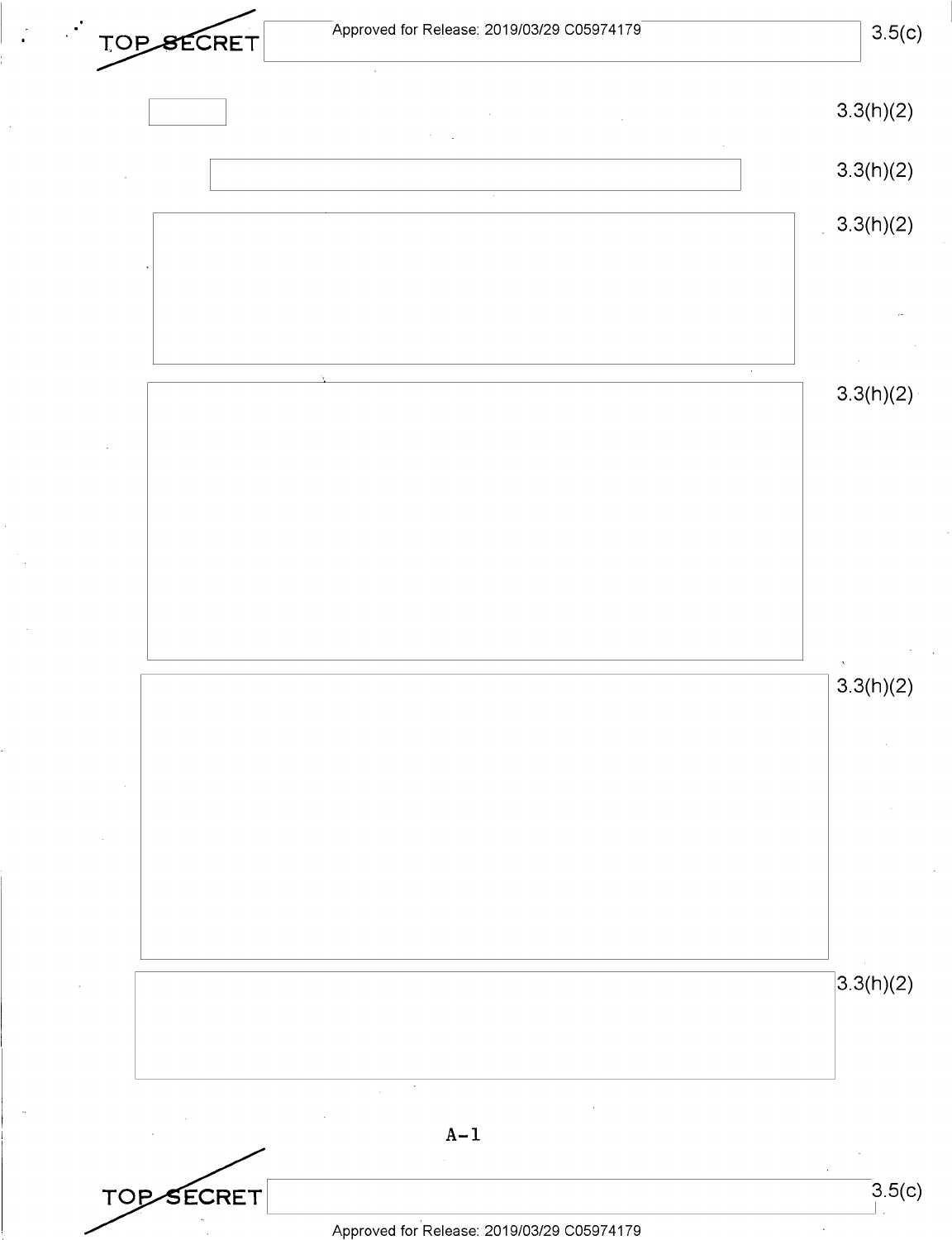3.3(h)(2)

3.3(h)(2)

3.3(h)(2)

3.3(h)(2)

3.3(h)(2)

3.3(h)(2)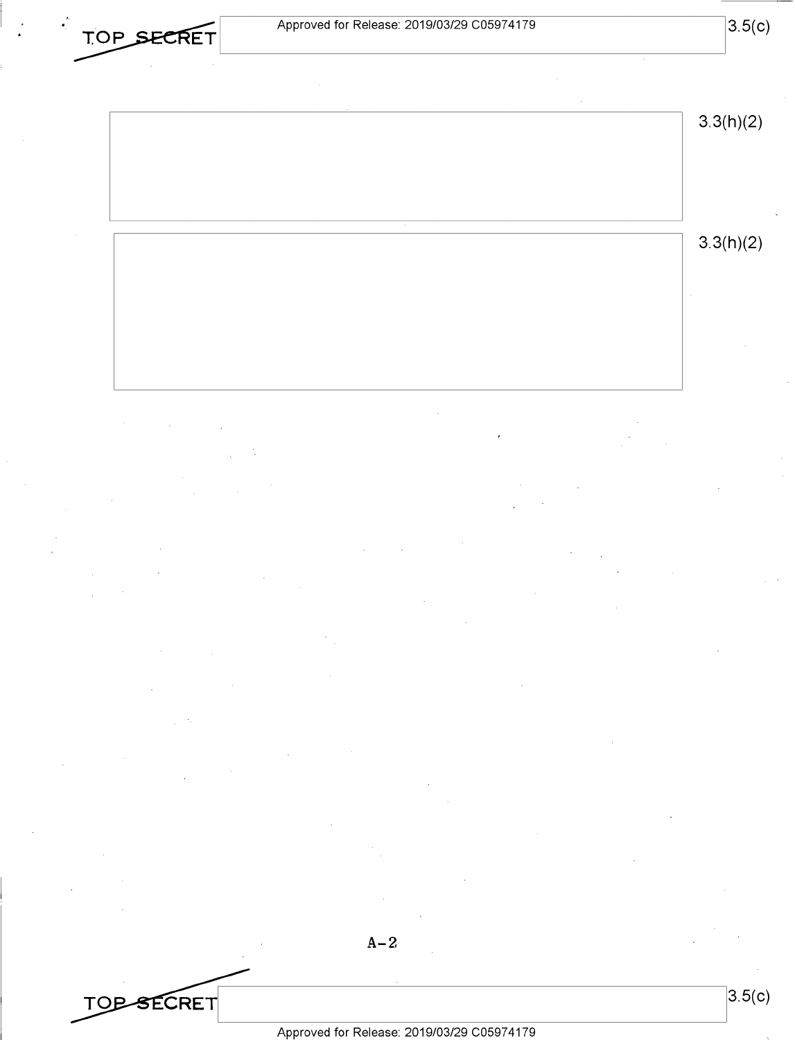[3.3(h)(2)]

[3.3(h)(2)]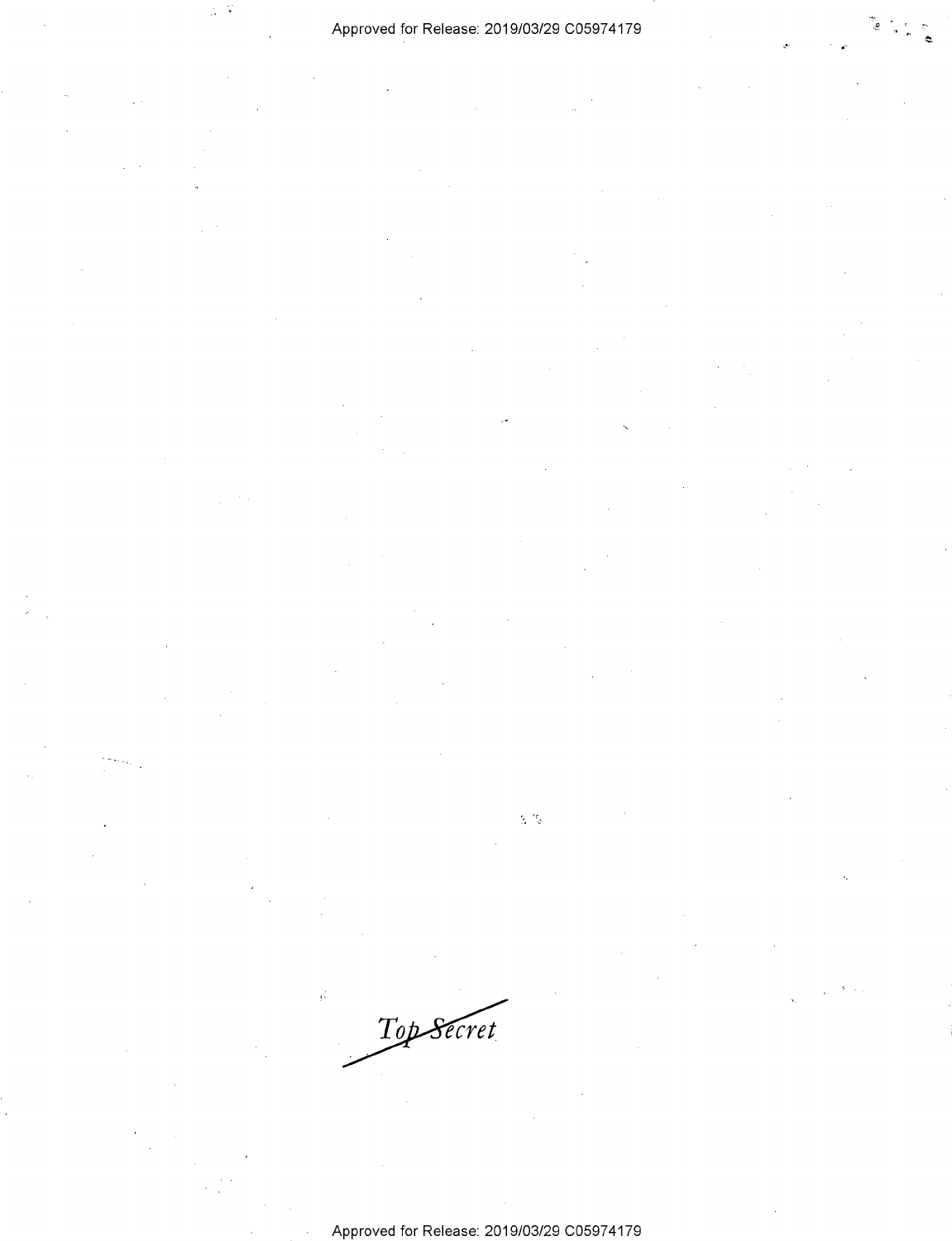Top Secret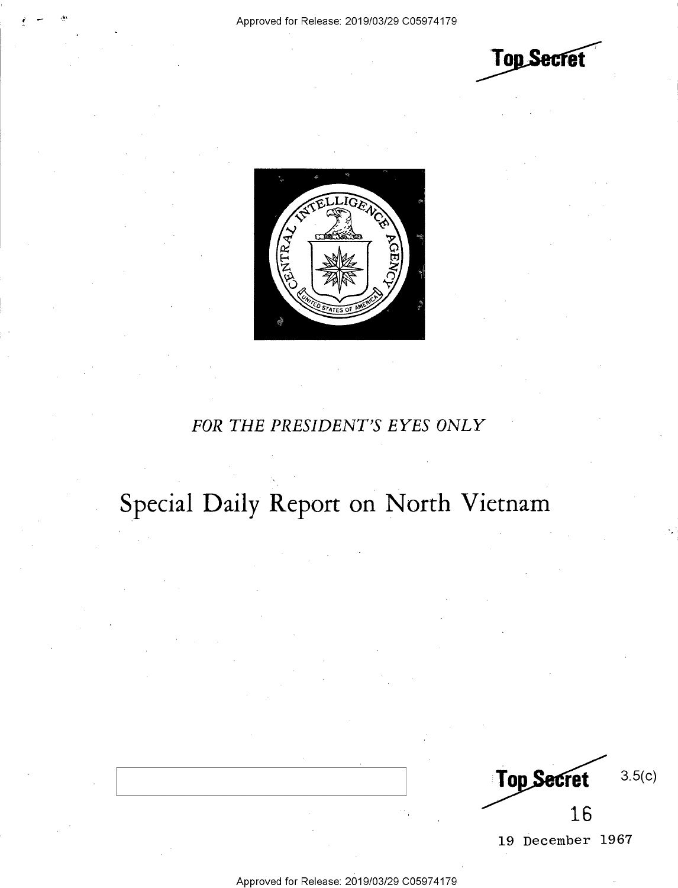Top Secret

FOR THE PRESIDENT'S EYES ONLY

# Special Daily Report on North Vietnam

Top Secret 3.5(c)

16

19 December 1967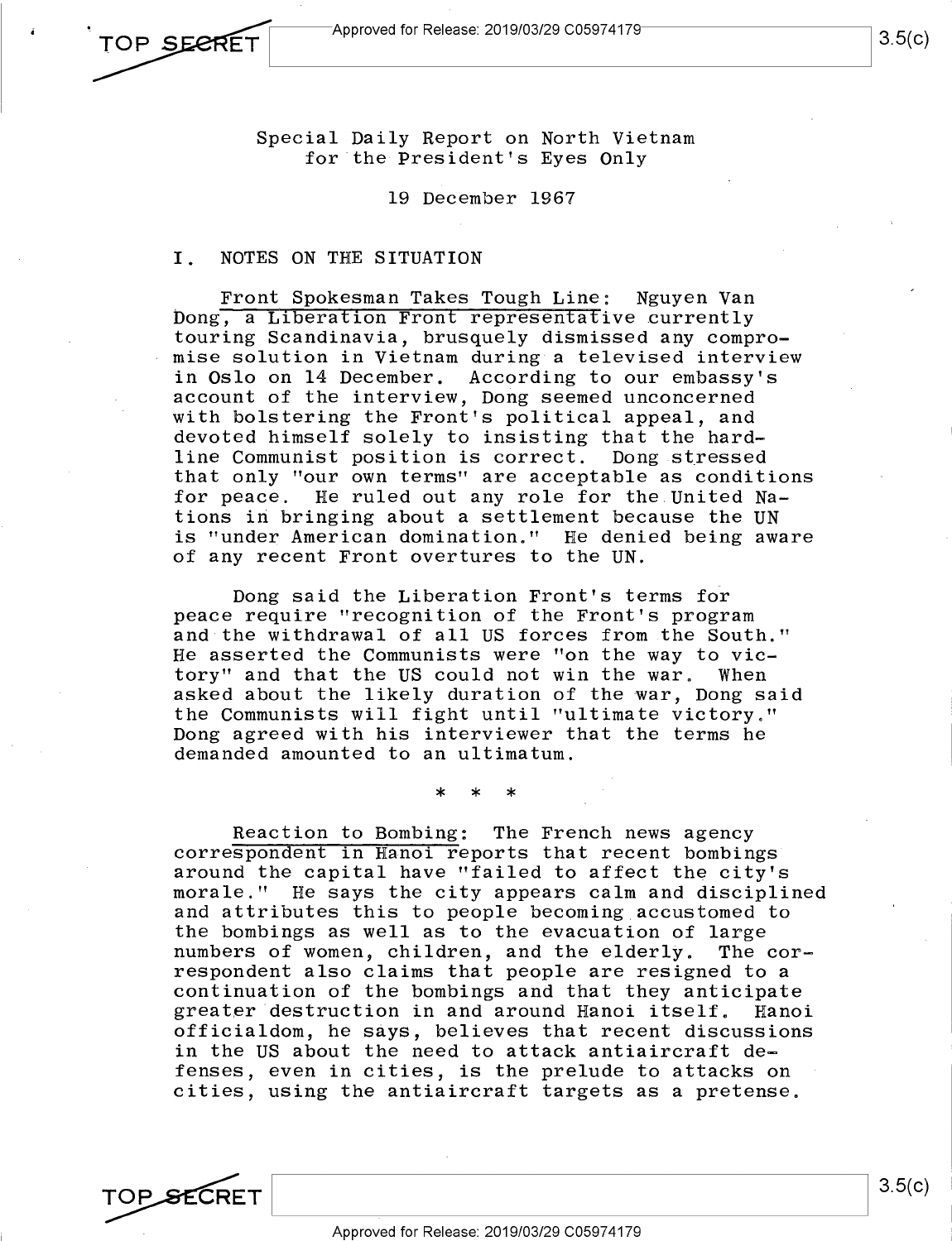Special Daily Report on North Vietnam
for the President's Eyes Only

19 December 1967

## I. NOTES ON THE SITUATION

Front Spokesman Takes Tough Line: Nguyen Van Dong, a Liberation Front representative currently touring Scandinavia, brusquely dismissed any compromise solution in Vietnam during a televised interview in Oslo on 14 December. According to our embassy's account of the interview, Dong seemed unconcerned with bolstering the Front's political appeal, and devoted himself solely to insisting that the hard-line Communist position is correct. Dong stressed that only "our own terms" are acceptable as conditions for peace. He ruled out any role for the United Nations in bringing about a settlement because the UN is "under American domination." He denied being aware of any recent Front overtures to the UN.

Dong said the Liberation Front's terms for peace require "recognition of the Front's program and the withdrawal of all US forces from the South." He asserted the Communists were "on the way to victory" and that the US could not win the war. When asked about the likely duration of the war, Dong said the Communists will fight until "ultimate victory." Dong agreed with his interviewer that the terms he demanded amounted to an ultimatum.

\* \* \*

Reaction to Bombing: The French news agency correspondent in Hanoi reports that recent bombings around the capital have "failed to affect the city's morale." He says the city appears calm and disciplined and attributes this to people becoming accustomed to the bombings as well as to the evacuation of large numbers of women, children, and the elderly. The correspondent also claims that people are resigned to a continuation of the bombings and that they anticipate greater destruction in and around Hanoi itself. Hanoi officialdom, he says, believes that recent discussions in the US about the need to attack antiaircraft defenses, even in cities, is the prelude to attacks on cities, using the antiaircraft targets as a pretense.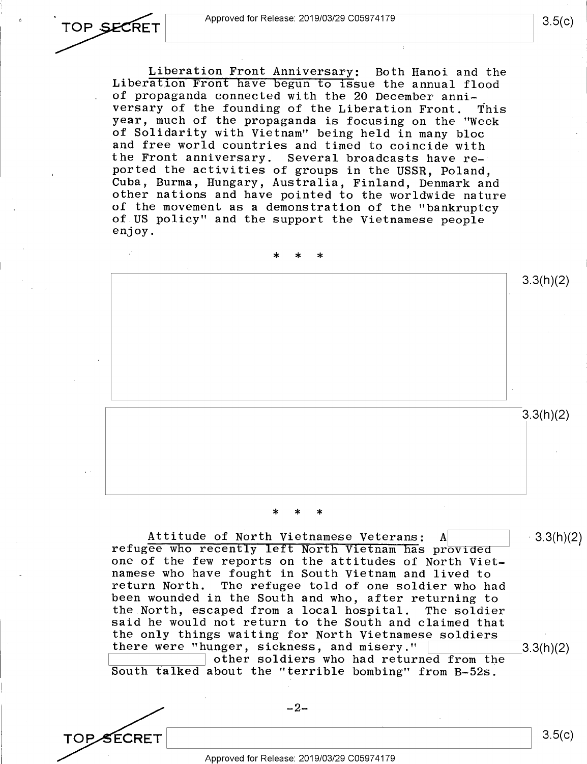Liberation Front Anniversary: Both Hanoi and the Liberation Front have begun to issue the annual flood of propaganda connected with the 20 December anniversary of the founding of the Liberation Front. This year, much of the propaganda is focusing on the "Week of Solidarity with Vietnam" being held in many bloc and free world countries and timed to coincide with the Front anniversary. Several broadcasts have reported the activities of groups in the USSR, Poland, Cuba, Burma, Hungary, Australia, Finland, Denmark and other nations and have pointed to the worldwide nature of the movement as a demonstration of the "bankruptcy of US policy" and the support the Vietnamese people enjoy.

\* \* \*

3.3(h)(2)

3.3(h)(2)

\* \* \*

Attitude of North Vietnamese Veterans: A [redacted] 3.3(h)(2) refugee who recently left North Vietnam has provided one of the few reports on the attitudes of North Vietnamese who have fought in South Vietnam and lived to return North. The refugee told of one soldier who had been wounded in the South and who, after returning to the North, escaped from a local hospital. The soldier said he would not return to the South and claimed that the only things waiting for North Vietnamese soldiers there were "hunger, sickness, and misery." [redacted] 3.3(h)(2) [redacted] other soldiers who had returned from the South talked about the "terrible bombing" from B-52s.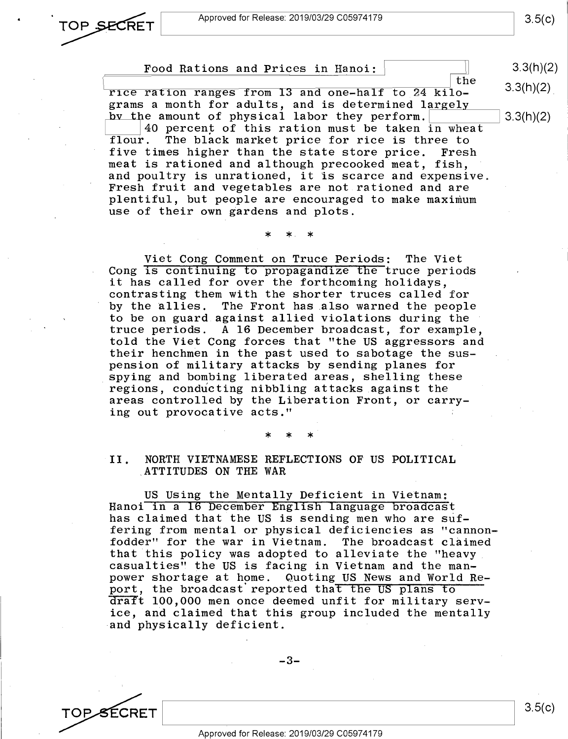Food Rations and Prices in Hanoi: the rice ration ranges from 13 and one-half to 24 kilograms a month for adults, and is determined largely by the amount of physical labor they perform. 40 percent of this ration must be taken in wheat flour. The black market price for rice is three to five times higher than the state store price. Fresh meat is rationed and although precooked meat, fish, and poultry is unrationed, it is scarce and expensive. Fresh fruit and vegetables are not rationed and are plentiful, but people are encouraged to make maximum use of their own gardens and plots.

\* \* \*

Viet Cong Comment on Truce Periods: The Viet Cong is continuing to propagandize the truce periods it has called for over the forthcoming holidays, contrasting them with the shorter truces called for by the allies. The Front has also warned the people to be on guard against allied violations during the truce periods. A 16 December broadcast, for example, told the Viet Cong forces that "the US aggressors and their henchmen in the past used to sabotage the suspension of military attacks by sending planes for spying and bombing liberated areas, shelling these regions, conducting nibbling attacks against the areas controlled by the Liberation Front, or carrying out provocative acts."

\* \* \*

## II. NORTH VIETNAMESE REFLECTIONS OF US POLITICAL ATTITUDES ON THE WAR

US Using the Mentally Deficient in Vietnam: Hanoi in a 16 December English language broadcast has claimed that the US is sending men who are suffering from mental or physical deficiencies as "cannon-fodder" for the war in Vietnam. The broadcast claimed that this policy was adopted to alleviate the "heavy casualties" the US is facing in Vietnam and the manpower shortage at home. Quoting US News and World Report, the broadcast reported that the US plans to draft 100,000 men once deemed unfit for military service, and claimed that this group included the mentally and physically deficient.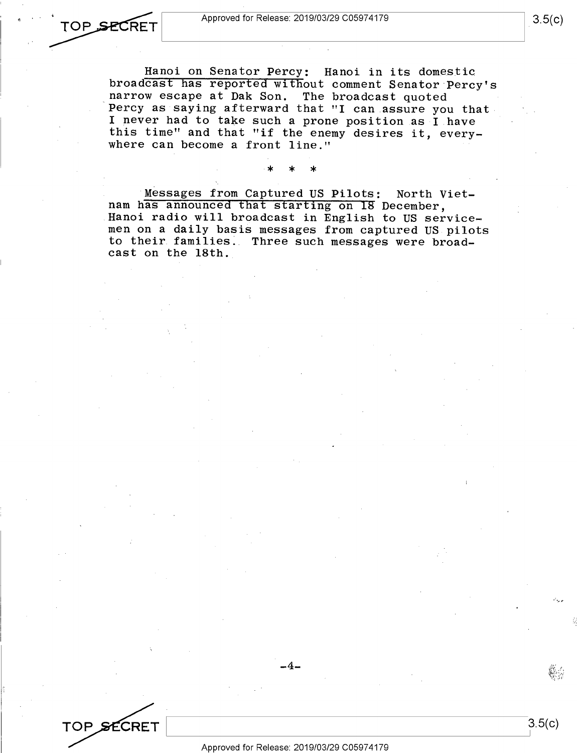Hanoi on Senator Percy: Hanoi in its domestic broadcast has reported without comment Senator Percy's narrow escape at Dak Son. The broadcast quoted Percy as saying afterward that "I can assure you that I never had to take such a prone position as I have this time" and that "if the enemy desires it, everywhere can become a front line."

* * *

Messages from Captured US Pilots: North Vietnam has announced that starting on 18 December, Hanoi radio will broadcast in English to US servicemen on a daily basis messages from captured US pilots to their families. Three such messages were broadcast on the 18th.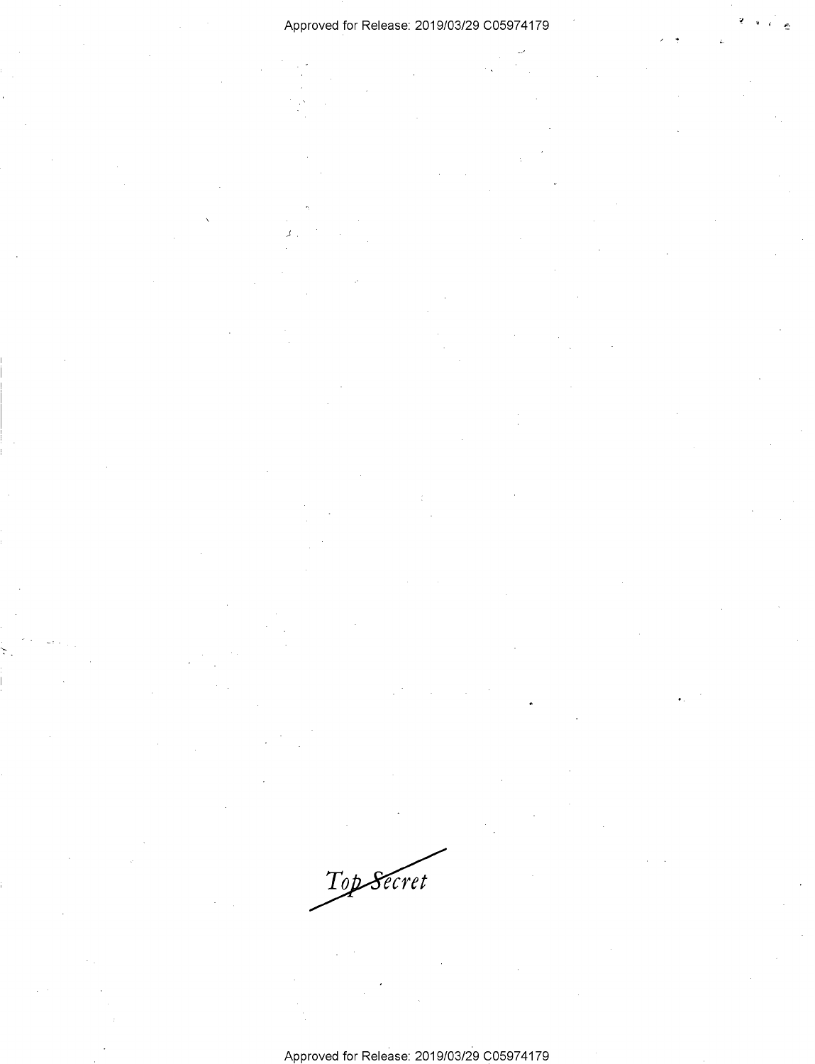Top Secret